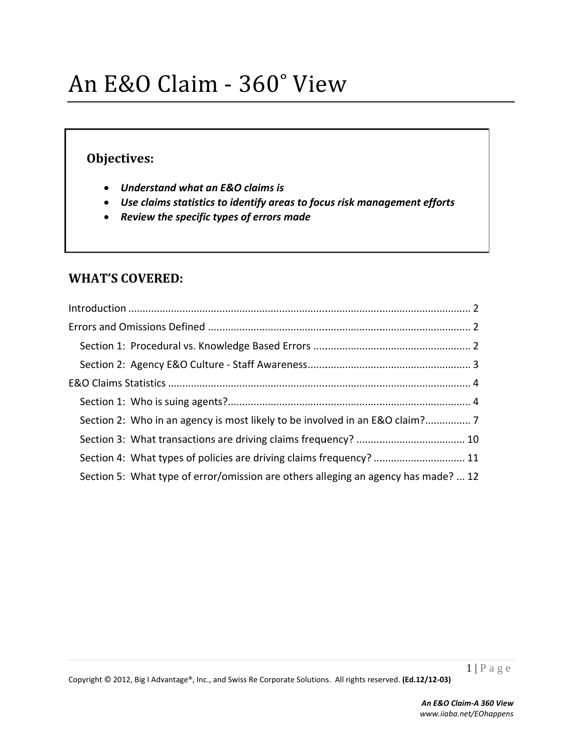# An E&O Claim - 360˚ View

**Objectives:**

- ***Understand what an E&O claims is***
- ***Use claims statistics to identify areas to focus risk management efforts***
- ***Review the specific types of errors made***

## WHAT'S COVERED:

Introduction ........................................................................................................ 2
Errors and Omissions Defined ........................................................................... 2
  Section 1: Procedural vs. Knowledge Based Errors ....................................................... 2
  Section 2: Agency E&O Culture - Staff Awareness......................................................... 3
E&O Claims Statistics ......................................................................................... 4
  Section 1: Who is suing agents?.................................................................................... 4
  Section 2: Who in an agency is most likely to be involved in an E&O claim?................ 7
  Section 3: What transactions are driving claims frequency? ...................................... 10
  Section 4: What types of policies are driving claims frequency? ................................ 11
  Section 5: What type of error/omission are others alleging an agency has made? ... 12

Copyright © 2012, Big I Advantage®, Inc., and Swiss Re Corporate Solutions. All rights reserved. **(Ed.12/12-03)**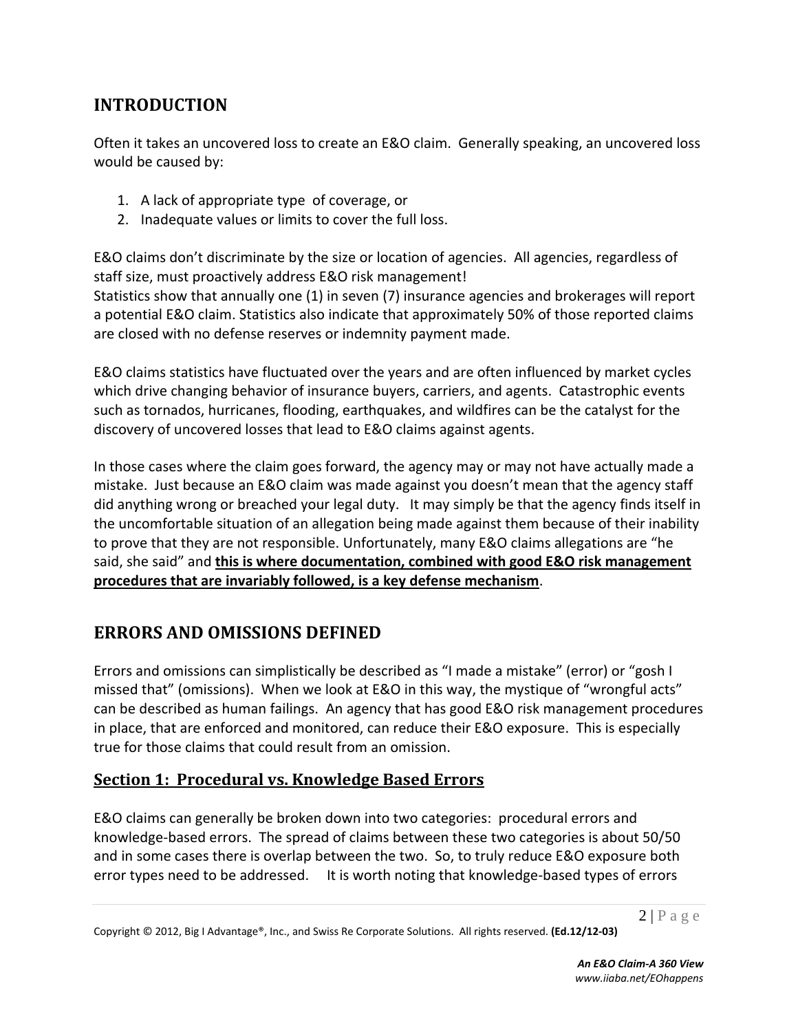## INTRODUCTION

Often it takes an uncovered loss to create an E&O claim. Generally speaking, an uncovered loss would be caused by:

1. A lack of appropriate type of coverage, or
2. Inadequate values or limits to cover the full loss.

E&O claims don't discriminate by the size or location of agencies. All agencies, regardless of staff size, must proactively address E&O risk management!
Statistics show that annually one (1) in seven (7) insurance agencies and brokerages will report a potential E&O claim. Statistics also indicate that approximately 50% of those reported claims are closed with no defense reserves or indemnity payment made.

E&O claims statistics have fluctuated over the years and are often influenced by market cycles which drive changing behavior of insurance buyers, carriers, and agents. Catastrophic events such as tornados, hurricanes, flooding, earthquakes, and wildfires can be the catalyst for the discovery of uncovered losses that lead to E&O claims against agents.

In those cases where the claim goes forward, the agency may or may not have actually made a mistake. Just because an E&O claim was made against you doesn't mean that the agency staff did anything wrong or breached your legal duty. It may simply be that the agency finds itself in the uncomfortable situation of an allegation being made against them because of their inability to prove that they are not responsible. Unfortunately, many E&O claims allegations are "he said, she said" and **this is where documentation, combined with good E&O risk management procedures that are invariably followed, is a key defense mechanism**.

## ERRORS AND OMISSIONS DEFINED

Errors and omissions can simplistically be described as "I made a mistake" (error) or "gosh I missed that" (omissions). When we look at E&O in this way, the mystique of "wrongful acts" can be described as human failings. An agency that has good E&O risk management procedures in place, that are enforced and monitored, can reduce their E&O exposure. This is especially true for those claims that could result from an omission.

### Section 1: Procedural vs. Knowledge Based Errors

E&O claims can generally be broken down into two categories: procedural errors and knowledge-based errors. The spread of claims between these two categories is about 50/50 and in some cases there is overlap between the two. So, to truly reduce E&O exposure both error types need to be addressed. It is worth noting that knowledge-based types of errors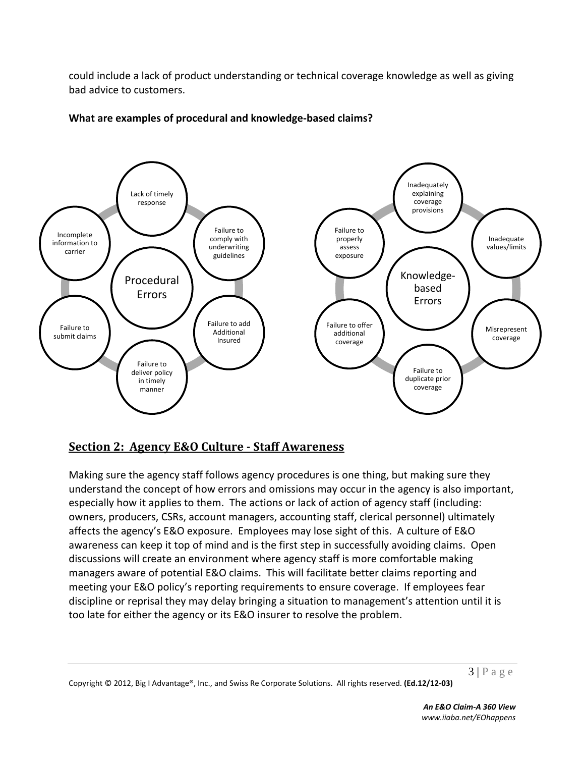could include a lack of product understanding or technical coverage knowledge as well as giving bad advice to customers.

**What are examples of procedural and knowledge-based claims?**

**Procedural Errors**

- Lack of timely response
- Failure to comply with underwriting guidelines
- Failure to add Additional Insured
- Failure to deliver policy in timely manner
- Failure to submit claims
- Incomplete information to carrier

**Knowledge-based Errors**

- Inadequately explaining coverage provisions
- Inadequate values/limits
- Misrepresent coverage
- Failure to duplicate prior coverage
- Failure to offer additional coverage
- Failure to properly assess exposure

## Section 2: Agency E&O Culture - Staff Awareness

Making sure the agency staff follows agency procedures is one thing, but making sure they understand the concept of how errors and omissions may occur in the agency is also important, especially how it applies to them. The actions or lack of action of agency staff (including: owners, producers, CSRs, account managers, accounting staff, clerical personnel) ultimately affects the agency's E&O exposure. Employees may lose sight of this. A culture of E&O awareness can keep it top of mind and is the first step in successfully avoiding claims. Open discussions will create an environment where agency staff is more comfortable making managers aware of potential E&O claims. This will facilitate better claims reporting and meeting your E&O policy's reporting requirements to ensure coverage. If employees fear discipline or reprisal they may delay bringing a situation to management's attention until it is too late for either the agency or its E&O insurer to resolve the problem.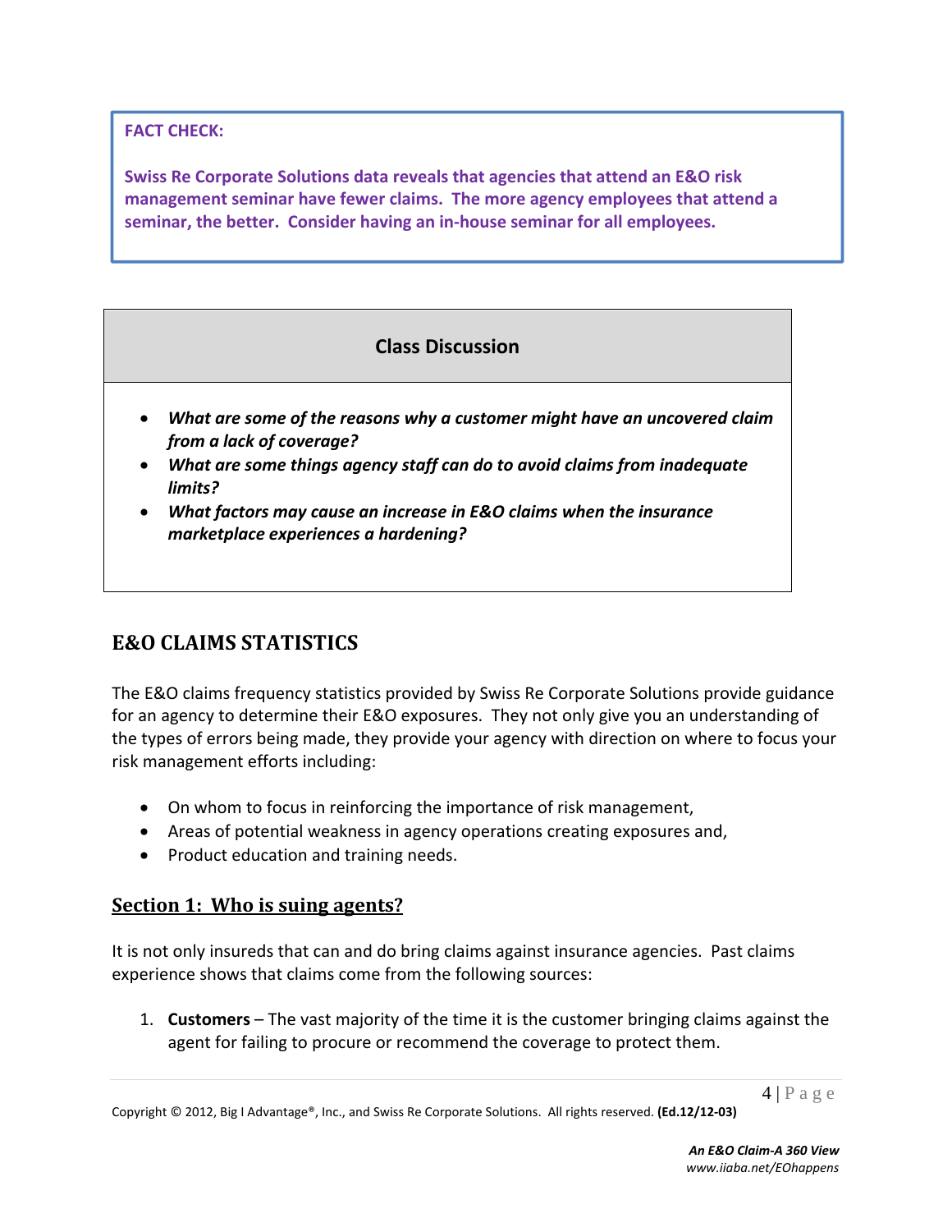**FACT CHECK:**

**Swiss Re Corporate Solutions data reveals that agencies that attend an E&O risk management seminar have fewer claims. The more agency employees that attend a seminar, the better. Consider having an in-house seminar for all employees.**

**Class Discussion**

- ***What are some of the reasons why a customer might have an uncovered claim from a lack of coverage?***
- ***What are some things agency staff can do to avoid claims from inadequate limits?***
- ***What factors may cause an increase in E&O claims when the insurance marketplace experiences a hardening?***

## E&O CLAIMS STATISTICS

The E&O claims frequency statistics provided by Swiss Re Corporate Solutions provide guidance for an agency to determine their E&O exposures. They not only give you an understanding of the types of errors being made, they provide your agency with direction on where to focus your risk management efforts including:

- On whom to focus in reinforcing the importance of risk management,
- Areas of potential weakness in agency operations creating exposures and,
- Product education and training needs.

### Section 1: Who is suing agents?

It is not only insureds that can and do bring claims against insurance agencies. Past claims experience shows that claims come from the following sources:

1. **Customers** – The vast majority of the time it is the customer bringing claims against the agent for failing to procure or recommend the coverage to protect them.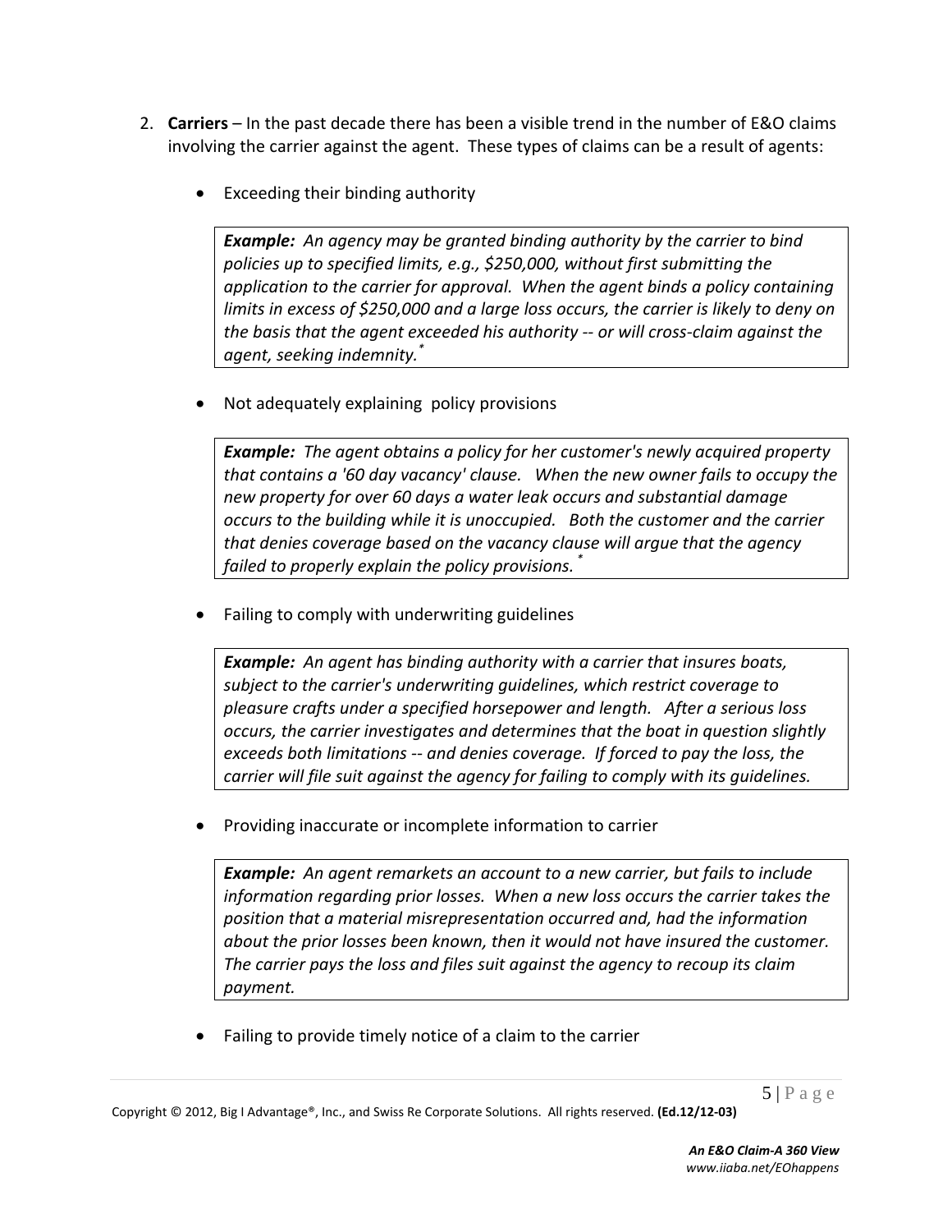2. **Carriers** – In the past decade there has been a visible trend in the number of E&O claims involving the carrier against the agent. These types of claims can be a result of agents:

   - Exceeding their binding authority

     > ***Example:*** *An agency may be granted binding authority by the carrier to bind policies up to specified limits, e.g., $250,000, without first submitting the application to the carrier for approval. When the agent binds a policy containing limits in excess of $250,000 and a large loss occurs, the carrier is likely to deny on the basis that the agent exceeded his authority -- or will cross-claim against the agent, seeking indemnity.*[*]

   - Not adequately explaining policy provisions

     > ***Example:*** *The agent obtains a policy for her customer's newly acquired property that contains a '60 day vacancy' clause. When the new owner fails to occupy the new property for over 60 days a water leak occurs and substantial damage occurs to the building while it is unoccupied. Both the customer and the carrier that denies coverage based on the vacancy clause will argue that the agency failed to properly explain the policy provisions.*[*]

   - Failing to comply with underwriting guidelines

     > ***Example:*** *An agent has binding authority with a carrier that insures boats, subject to the carrier's underwriting guidelines, which restrict coverage to pleasure crafts under a specified horsepower and length. After a serious loss occurs, the carrier investigates and determines that the boat in question slightly exceeds both limitations -- and denies coverage. If forced to pay the loss, the carrier will file suit against the agency for failing to comply with its guidelines.*

   - Providing inaccurate or incomplete information to carrier

     > ***Example:*** *An agent remarkets an account to a new carrier, but fails to include information regarding prior losses. When a new loss occurs the carrier takes the position that a material misrepresentation occurred and, had the information about the prior losses been known, then it would not have insured the customer. The carrier pays the loss and files suit against the agency to recoup its claim payment.*

   - Failing to provide timely notice of a claim to the carrier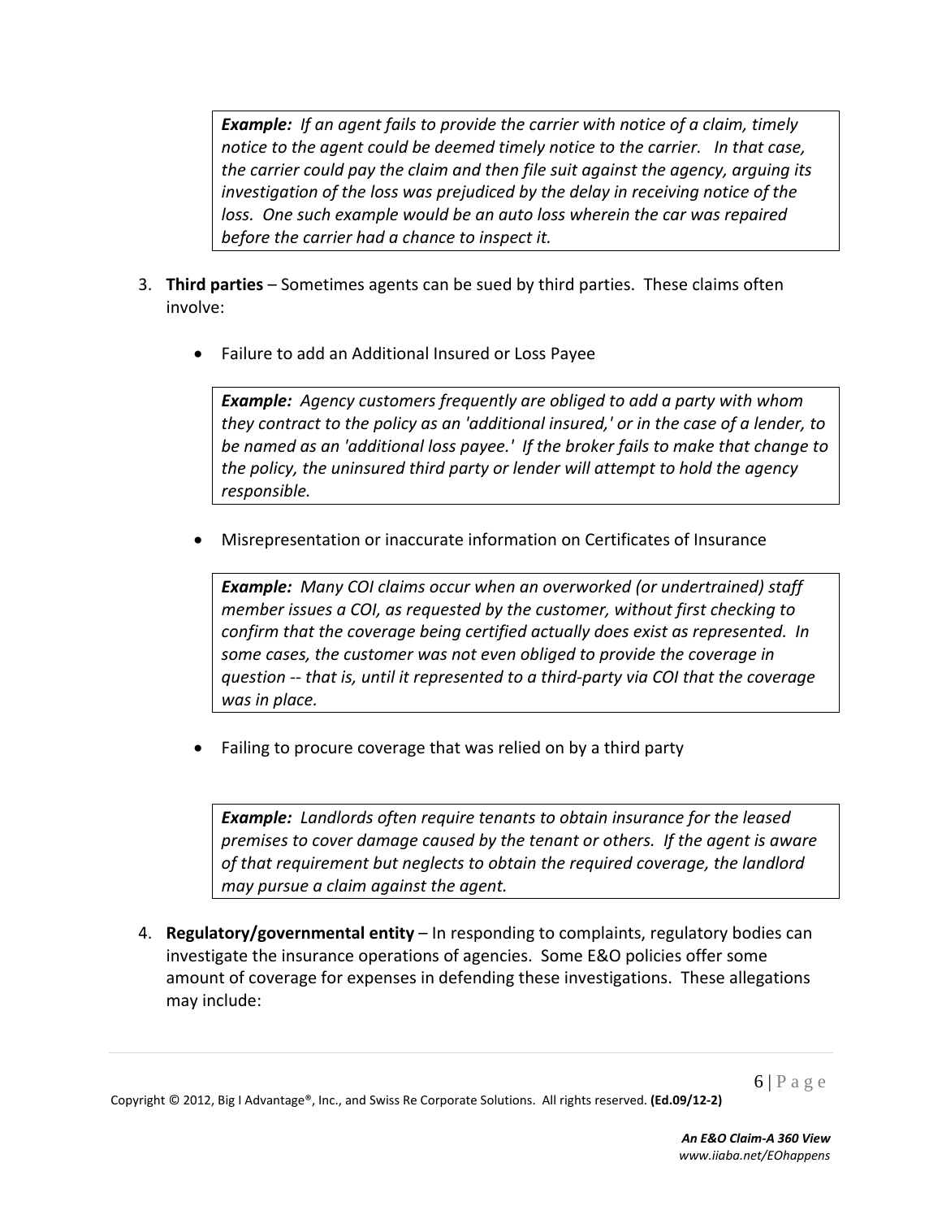> ***Example:*** *If an agent fails to provide the carrier with notice of a claim, timely notice to the agent could be deemed timely notice to the carrier. In that case, the carrier could pay the claim and then file suit against the agency, arguing its investigation of the loss was prejudiced by the delay in receiving notice of the loss. One such example would be an auto loss wherein the car was repaired before the carrier had a chance to inspect it.*

3. **Third parties** – Sometimes agents can be sued by third parties. These claims often involve:

   - Failure to add an Additional Insured or Loss Payee

     > ***Example:*** *Agency customers frequently are obliged to add a party with whom they contract to the policy as an 'additional insured,' or in the case of a lender, to be named as an 'additional loss payee.' If the broker fails to make that change to the policy, the uninsured third party or lender will attempt to hold the agency responsible.*

   - Misrepresentation or inaccurate information on Certificates of Insurance

     > ***Example:*** *Many COI claims occur when an overworked (or undertrained) staff member issues a COI, as requested by the customer, without first checking to confirm that the coverage being certified actually does exist as represented. In some cases, the customer was not even obliged to provide the coverage in question -- that is, until it represented to a third-party via COI that the coverage was in place.*

   - Failing to procure coverage that was relied on by a third party

     > ***Example:*** *Landlords often require tenants to obtain insurance for the leased premises to cover damage caused by the tenant or others. If the agent is aware of that requirement but neglects to obtain the required coverage, the landlord may pursue a claim against the agent.*

4. **Regulatory/governmental entity** – In responding to complaints, regulatory bodies can investigate the insurance operations of agencies. Some E&O policies offer some amount of coverage for expenses in defending these investigations. These allegations may include: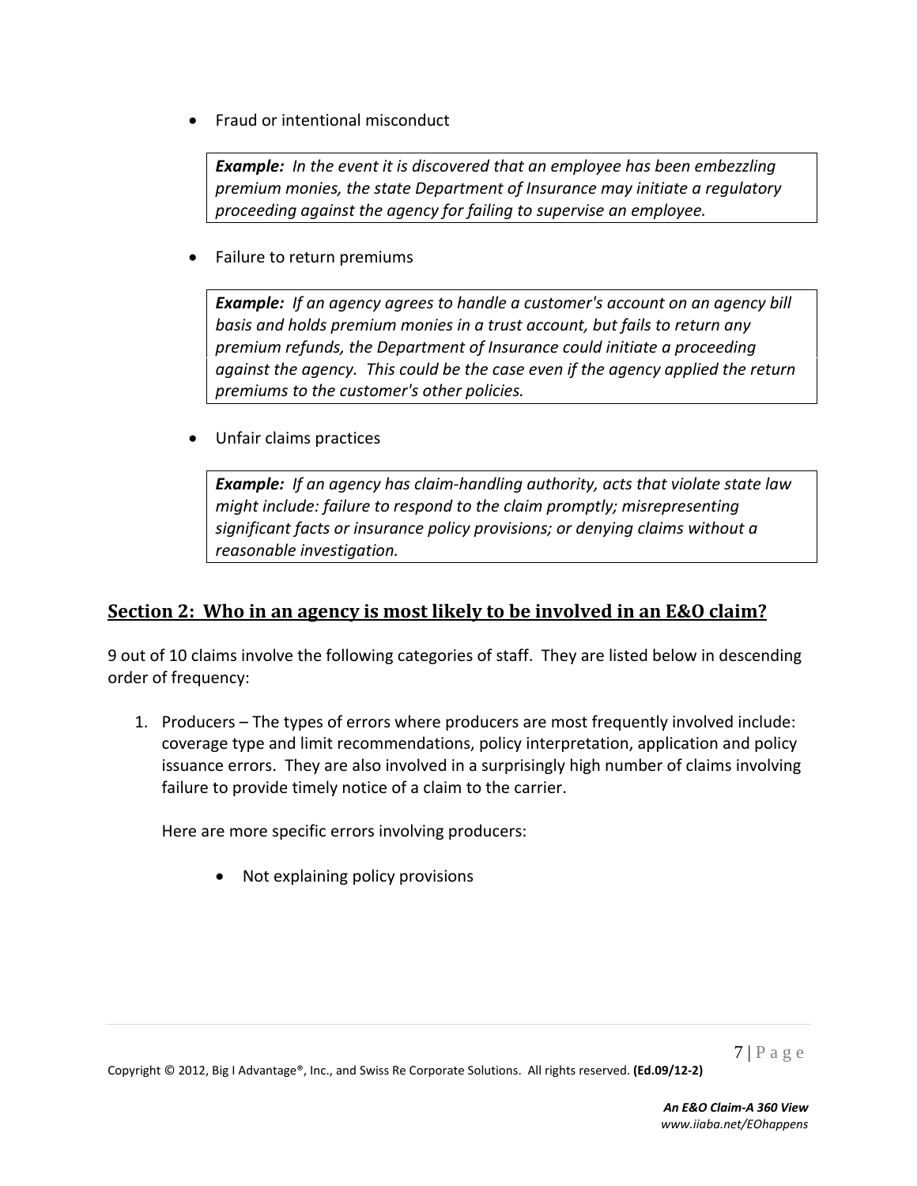- Fraud or intentional misconduct

> ***Example:*** *In the event it is discovered that an employee has been embezzling premium monies, the state Department of Insurance may initiate a regulatory proceeding against the agency for failing to supervise an employee.*

- Failure to return premiums

> ***Example:*** *If an agency agrees to handle a customer's account on an agency bill basis and holds premium monies in a trust account, but fails to return any premium refunds, the Department of Insurance could initiate a proceeding against the agency. This could be the case even if the agency applied the return premiums to the customer's other policies.*

- Unfair claims practices

> ***Example:*** *If an agency has claim-handling authority, acts that violate state law might include: failure to respond to the claim promptly; misrepresenting significant facts or insurance policy provisions; or denying claims without a reasonable investigation.*

## Section 2: Who in an agency is most likely to be involved in an E&O claim?

9 out of 10 claims involve the following categories of staff. They are listed below in descending order of frequency:

1. Producers – The types of errors where producers are most frequently involved include: coverage type and limit recommendations, policy interpretation, application and policy issuance errors. They are also involved in a surprisingly high number of claims involving failure to provide timely notice of a claim to the carrier.

   Here are more specific errors involving producers:

   - Not explaining policy provisions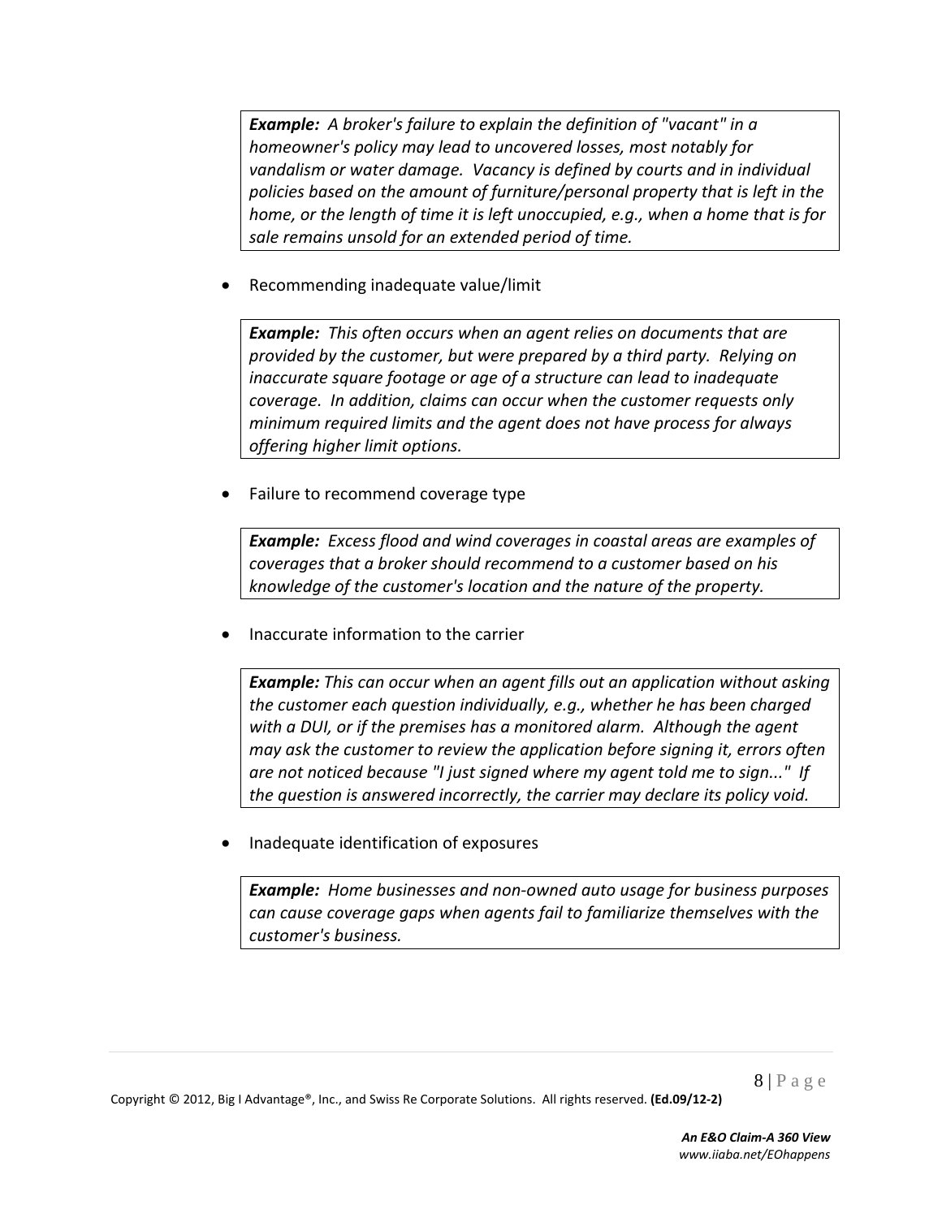> ***Example:*** *A broker's failure to explain the definition of "vacant" in a homeowner's policy may lead to uncovered losses, most notably for vandalism or water damage. Vacancy is defined by courts and in individual policies based on the amount of furniture/personal property that is left in the home, or the length of time it is left unoccupied, e.g., when a home that is for sale remains unsold for an extended period of time.*

- Recommending inadequate value/limit

> ***Example:*** *This often occurs when an agent relies on documents that are provided by the customer, but were prepared by a third party. Relying on inaccurate square footage or age of a structure can lead to inadequate coverage. In addition, claims can occur when the customer requests only minimum required limits and the agent does not have process for always offering higher limit options.*

- Failure to recommend coverage type

> ***Example:*** *Excess flood and wind coverages in coastal areas are examples of coverages that a broker should recommend to a customer based on his knowledge of the customer's location and the nature of the property.*

- Inaccurate information to the carrier

> ***Example:*** *This can occur when an agent fills out an application without asking the customer each question individually, e.g., whether he has been charged with a DUI, or if the premises has a monitored alarm. Although the agent may ask the customer to review the application before signing it, errors often are not noticed because "I just signed where my agent told me to sign..." If the question is answered incorrectly, the carrier may declare its policy void.*

- Inadequate identification of exposures

> ***Example:*** *Home businesses and non-owned auto usage for business purposes can cause coverage gaps when agents fail to familiarize themselves with the customer's business.*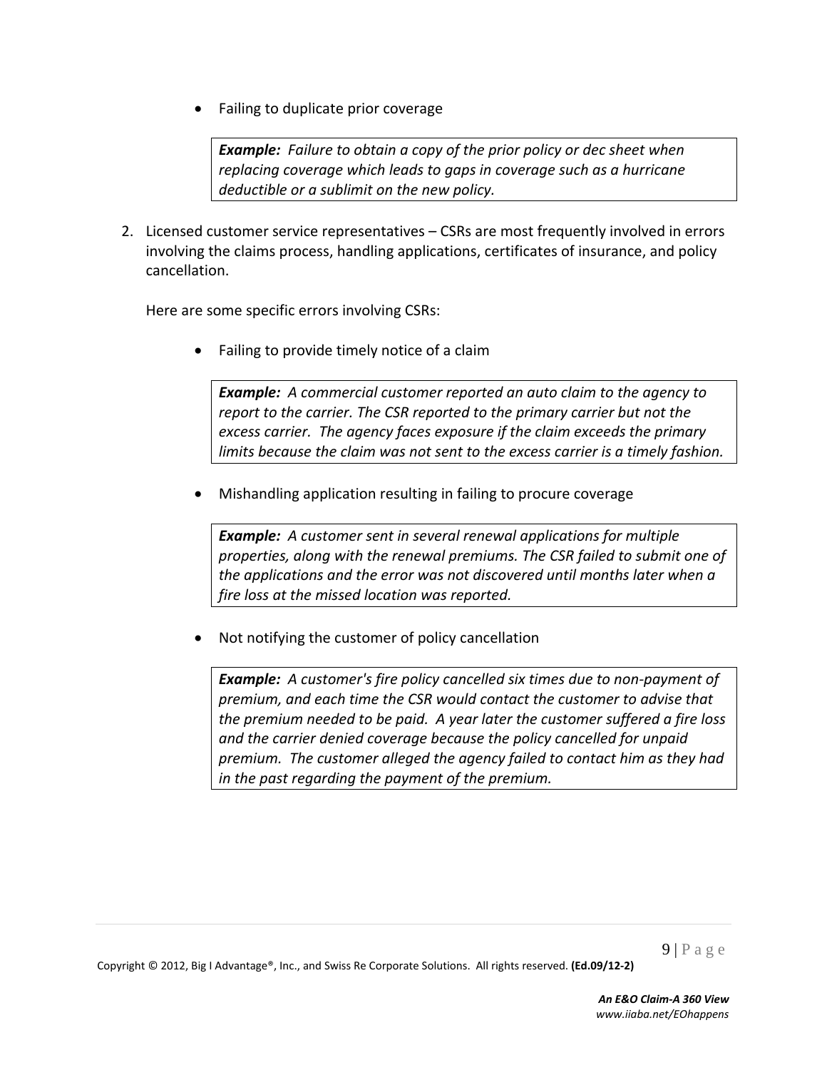- Failing to duplicate prior coverage

> ***Example:*** *Failure to obtain a copy of the prior policy or dec sheet when replacing coverage which leads to gaps in coverage such as a hurricane deductible or a sublimit on the new policy.*

2. Licensed customer service representatives – CSRs are most frequently involved in errors involving the claims process, handling applications, certificates of insurance, and policy cancellation.

   Here are some specific errors involving CSRs:

   - Failing to provide timely notice of a claim

   > ***Example:*** *A commercial customer reported an auto claim to the agency to report to the carrier. The CSR reported to the primary carrier but not the excess carrier. The agency faces exposure if the claim exceeds the primary limits because the claim was not sent to the excess carrier is a timely fashion.*

   - Mishandling application resulting in failing to procure coverage

   > ***Example:*** *A customer sent in several renewal applications for multiple properties, along with the renewal premiums. The CSR failed to submit one of the applications and the error was not discovered until months later when a fire loss at the missed location was reported.*

   - Not notifying the customer of policy cancellation

   > ***Example:*** *A customer's fire policy cancelled six times due to non-payment of premium, and each time the CSR would contact the customer to advise that the premium needed to be paid. A year later the customer suffered a fire loss and the carrier denied coverage because the policy cancelled for unpaid premium. The customer alleged the agency failed to contact him as they had in the past regarding the payment of the premium.*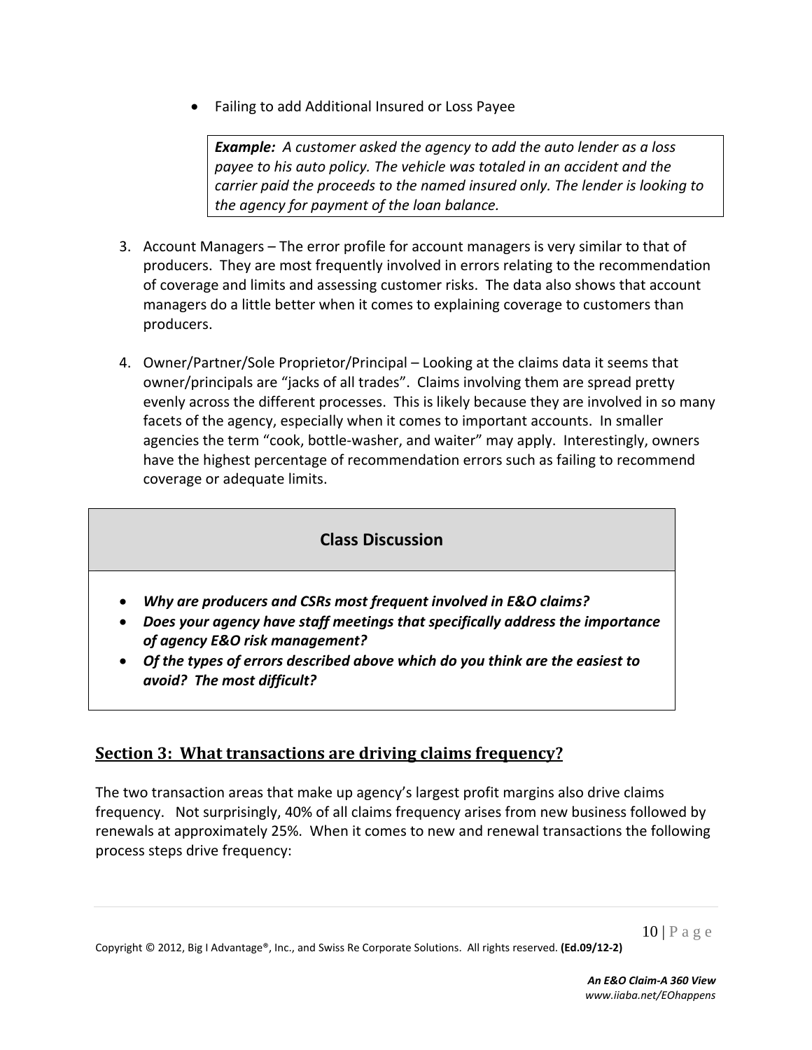- Failing to add Additional Insured or Loss Payee

> ***Example:*** *A customer asked the agency to add the auto lender as a loss payee to his auto policy. The vehicle was totaled in an accident and the carrier paid the proceeds to the named insured only. The lender is looking to the agency for payment of the loan balance.*

3. Account Managers – The error profile for account managers is very similar to that of producers. They are most frequently involved in errors relating to the recommendation of coverage and limits and assessing customer risks. The data also shows that account managers do a little better when it comes to explaining coverage to customers than producers.

4. Owner/Partner/Sole Proprietor/Principal – Looking at the claims data it seems that owner/principals are "jacks of all trades". Claims involving them are spread pretty evenly across the different processes. This is likely because they are involved in so many facets of the agency, especially when it comes to important accounts. In smaller agencies the term "cook, bottle-washer, and waiter" may apply. Interestingly, owners have the highest percentage of recommendation errors such as failing to recommend coverage or adequate limits.

**Class Discussion**

- ***Why are producers and CSRs most frequent involved in E&O claims?***
- ***Does your agency have staff meetings that specifically address the importance of agency E&O risk management?***
- ***Of the types of errors described above which do you think are the easiest to avoid? The most difficult?***

## Section 3: What transactions are driving claims frequency?

The two transaction areas that make up agency's largest profit margins also drive claims frequency. Not surprisingly, 40% of all claims frequency arises from new business followed by renewals at approximately 25%. When it comes to new and renewal transactions the following process steps drive frequency: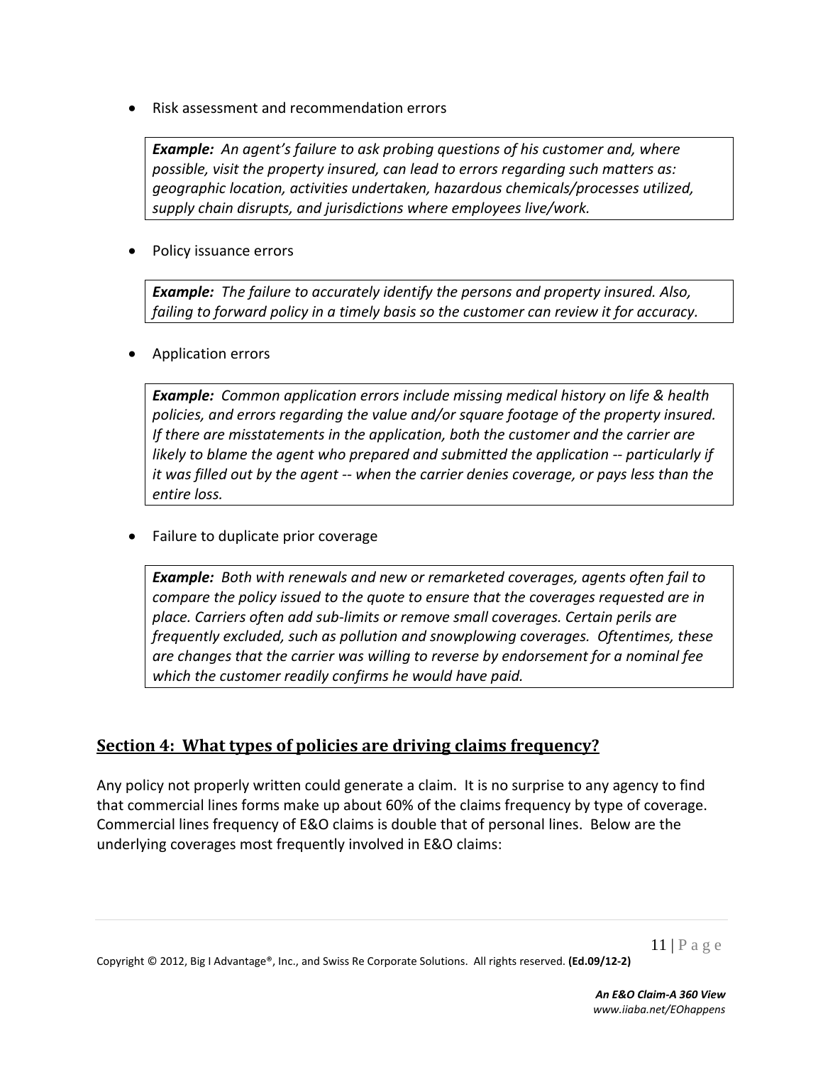- Risk assessment and recommendation errors

> ***Example:*** *An agent's failure to ask probing questions of his customer and, where possible, visit the property insured, can lead to errors regarding such matters as: geographic location, activities undertaken, hazardous chemicals/processes utilized, supply chain disrupts, and jurisdictions where employees live/work.*

- Policy issuance errors

> ***Example:*** *The failure to accurately identify the persons and property insured. Also, failing to forward policy in a timely basis so the customer can review it for accuracy.*

- Application errors

> ***Example:*** *Common application errors include missing medical history on life & health policies, and errors regarding the value and/or square footage of the property insured. If there are misstatements in the application, both the customer and the carrier are likely to blame the agent who prepared and submitted the application -- particularly if it was filled out by the agent -- when the carrier denies coverage, or pays less than the entire loss.*

- Failure to duplicate prior coverage

> ***Example:*** *Both with renewals and new or remarketed coverages, agents often fail to compare the policy issued to the quote to ensure that the coverages requested are in place. Carriers often add sub-limits or remove small coverages. Certain perils are frequently excluded, such as pollution and snowplowing coverages. Oftentimes, these are changes that the carrier was willing to reverse by endorsement for a nominal fee which the customer readily confirms he would have paid.*

## Section 4: What types of policies are driving claims frequency?

Any policy not properly written could generate a claim. It is no surprise to any agency to find that commercial lines forms make up about 60% of the claims frequency by type of coverage. Commercial lines frequency of E&O claims is double that of personal lines. Below are the underlying coverages most frequently involved in E&O claims: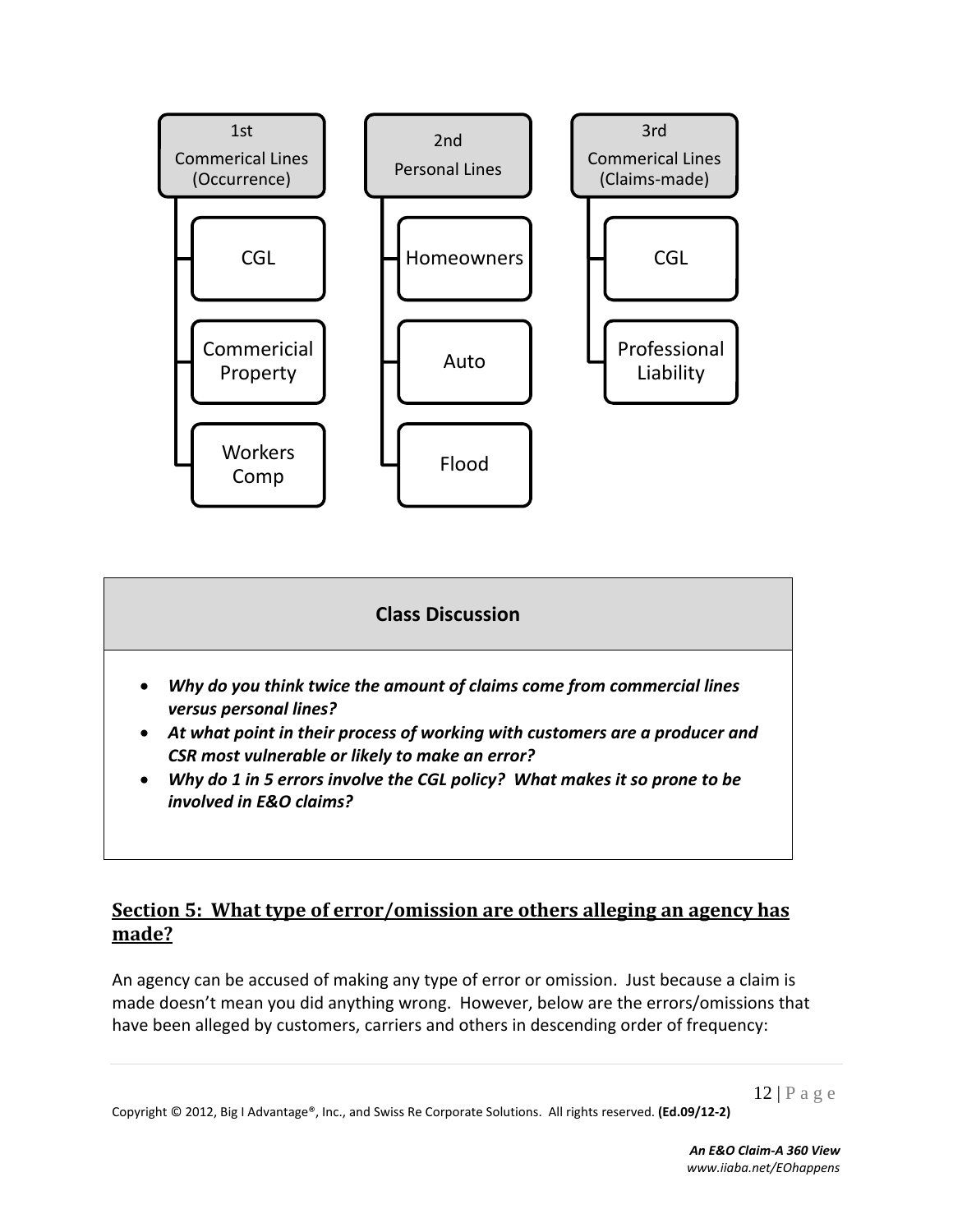**1st Commerical Lines (Occurrence)**
- CGL
- Commericial Property
- Workers Comp

**2nd Personal Lines**
- Homeowners
- Auto
- Flood

**3rd Commerical Lines (Claims-made)**
- CGL
- Professional Liability

| Class Discussion |
|---|
| • ***Why do you think twice the amount of claims come from commercial lines versus personal lines?*** <br> • ***At what point in their process of working with customers are a producer and CSR most vulnerable or likely to make an error?*** <br> • ***Why do 1 in 5 errors involve the CGL policy? What makes it so prone to be involved in E&O claims?*** |

## Section 5: What type of error/omission are others alleging an agency has made?

An agency can be accused of making any type of error or omission. Just because a claim is made doesn't mean you did anything wrong. However, below are the errors/omissions that have been alleged by customers, carriers and others in descending order of frequency: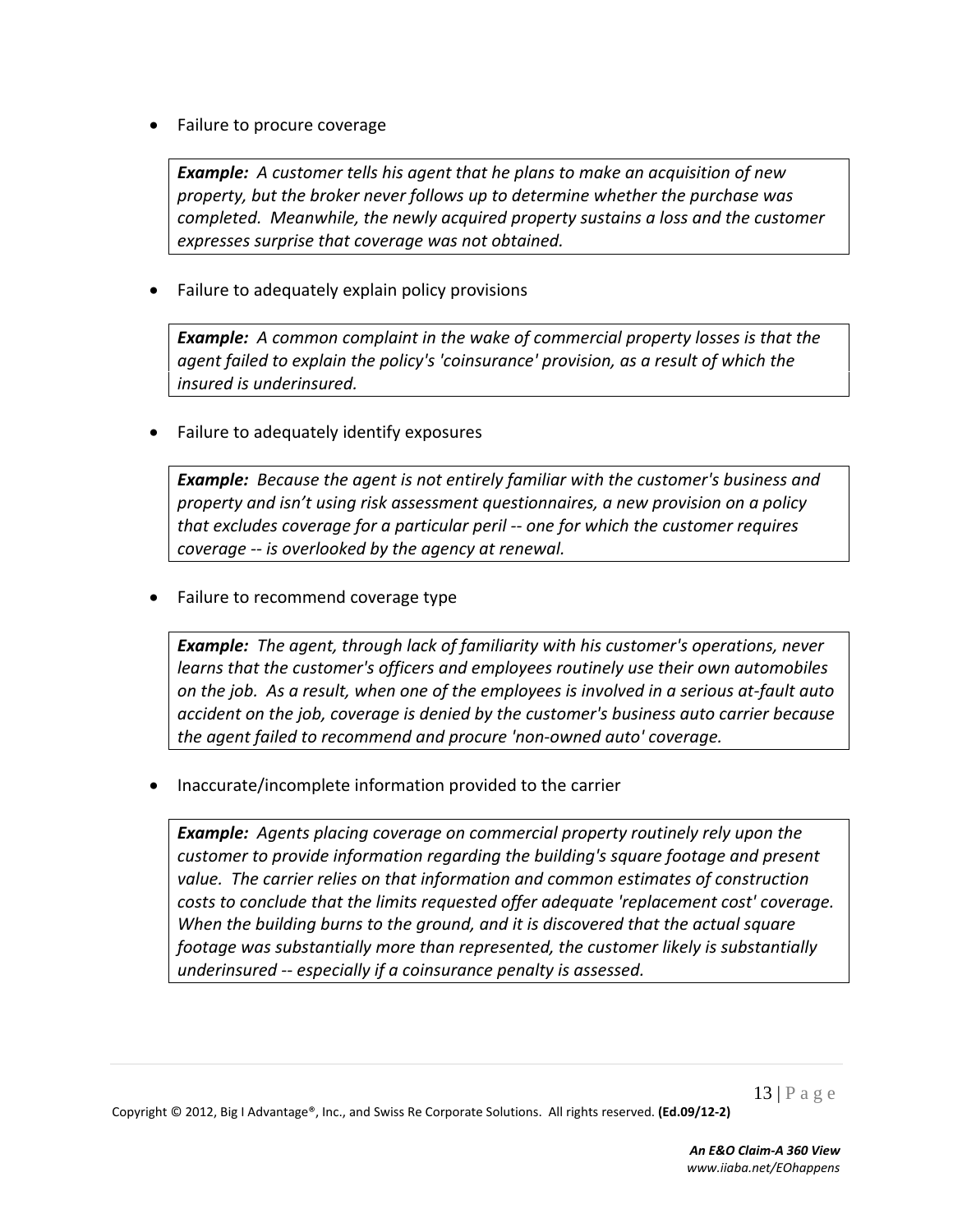- Failure to procure coverage

> ***Example:*** *A customer tells his agent that he plans to make an acquisition of new property, but the broker never follows up to determine whether the purchase was completed. Meanwhile, the newly acquired property sustains a loss and the customer expresses surprise that coverage was not obtained.*

- Failure to adequately explain policy provisions

> ***Example:*** *A common complaint in the wake of commercial property losses is that the agent failed to explain the policy's 'coinsurance' provision, as a result of which the insured is underinsured.*

- Failure to adequately identify exposures

> ***Example:*** *Because the agent is not entirely familiar with the customer's business and property and isn't using risk assessment questionnaires, a new provision on a policy that excludes coverage for a particular peril -- one for which the customer requires coverage -- is overlooked by the agency at renewal.*

- Failure to recommend coverage type

> ***Example:*** *The agent, through lack of familiarity with his customer's operations, never learns that the customer's officers and employees routinely use their own automobiles on the job. As a result, when one of the employees is involved in a serious at-fault auto accident on the job, coverage is denied by the customer's business auto carrier because the agent failed to recommend and procure 'non-owned auto' coverage.*

- Inaccurate/incomplete information provided to the carrier

> ***Example:*** *Agents placing coverage on commercial property routinely rely upon the customer to provide information regarding the building's square footage and present value. The carrier relies on that information and common estimates of construction costs to conclude that the limits requested offer adequate 'replacement cost' coverage. When the building burns to the ground, and it is discovered that the actual square footage was substantially more than represented, the customer likely is substantially underinsured -- especially if a coinsurance penalty is assessed.*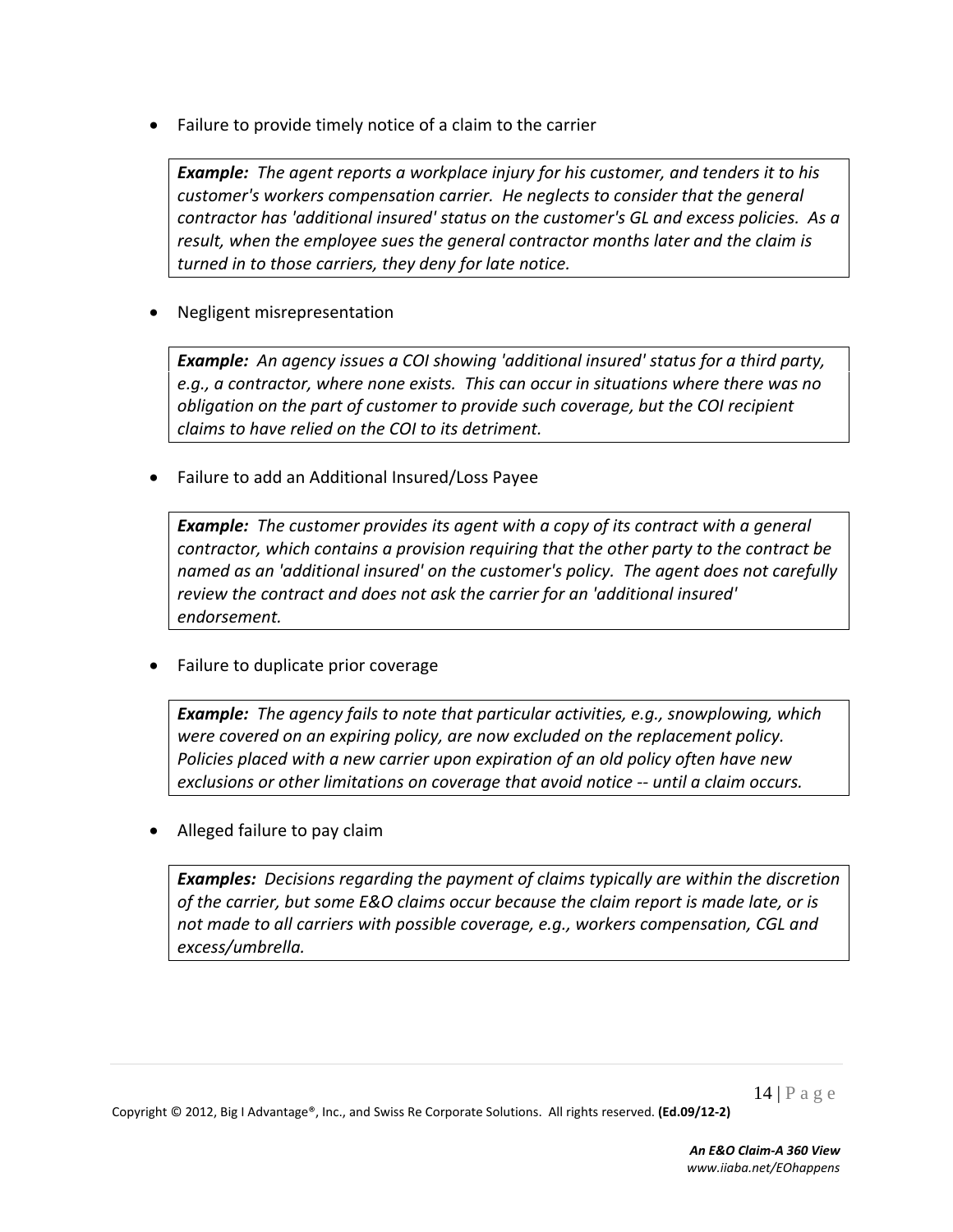- Failure to provide timely notice of a claim to the carrier

> ***Example:*** *The agent reports a workplace injury for his customer, and tenders it to his customer's workers compensation carrier. He neglects to consider that the general contractor has 'additional insured' status on the customer's GL and excess policies. As a result, when the employee sues the general contractor months later and the claim is turned in to those carriers, they deny for late notice.*

- Negligent misrepresentation

> ***Example:*** *An agency issues a COI showing 'additional insured' status for a third party, e.g., a contractor, where none exists. This can occur in situations where there was no obligation on the part of customer to provide such coverage, but the COI recipient claims to have relied on the COI to its detriment.*

- Failure to add an Additional Insured/Loss Payee

> ***Example:*** *The customer provides its agent with a copy of its contract with a general contractor, which contains a provision requiring that the other party to the contract be named as an 'additional insured' on the customer's policy. The agent does not carefully review the contract and does not ask the carrier for an 'additional insured' endorsement.*

- Failure to duplicate prior coverage

> ***Example:*** *The agency fails to note that particular activities, e.g., snowplowing, which were covered on an expiring policy, are now excluded on the replacement policy. Policies placed with a new carrier upon expiration of an old policy often have new exclusions or other limitations on coverage that avoid notice -- until a claim occurs.*

- Alleged failure to pay claim

> ***Examples:*** *Decisions regarding the payment of claims typically are within the discretion of the carrier, but some E&O claims occur because the claim report is made late, or is not made to all carriers with possible coverage, e.g., workers compensation, CGL and excess/umbrella.*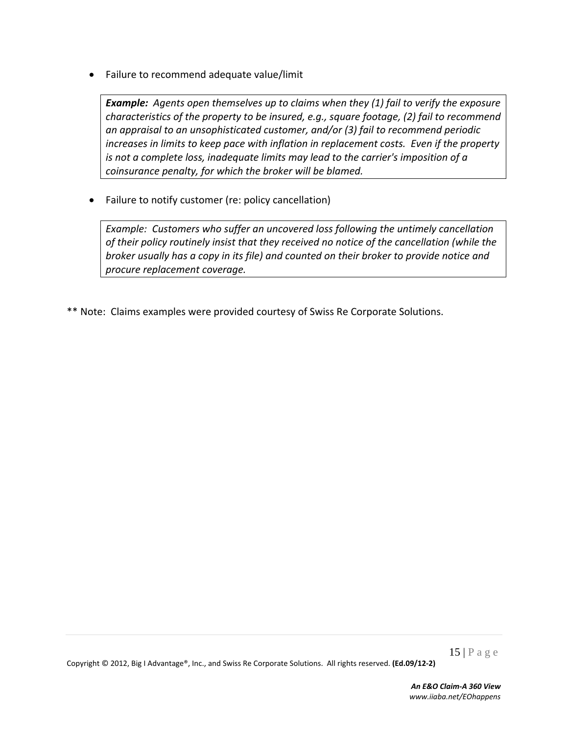- Failure to recommend adequate value/limit

> ***Example:*** *Agents open themselves up to claims when they (1) fail to verify the exposure characteristics of the property to be insured, e.g., square footage, (2) fail to recommend an appraisal to an unsophisticated customer, and/or (3) fail to recommend periodic increases in limits to keep pace with inflation in replacement costs. Even if the property is not a complete loss, inadequate limits may lead to the carrier's imposition of a coinsurance penalty, for which the broker will be blamed.*

- Failure to notify customer (re: policy cancellation)

> *Example: Customers who suffer an uncovered loss following the untimely cancellation of their policy routinely insist that they received no notice of the cancellation (while the broker usually has a copy in its file) and counted on their broker to provide notice and procure replacement coverage.*

** Note: Claims examples were provided courtesy of Swiss Re Corporate Solutions.